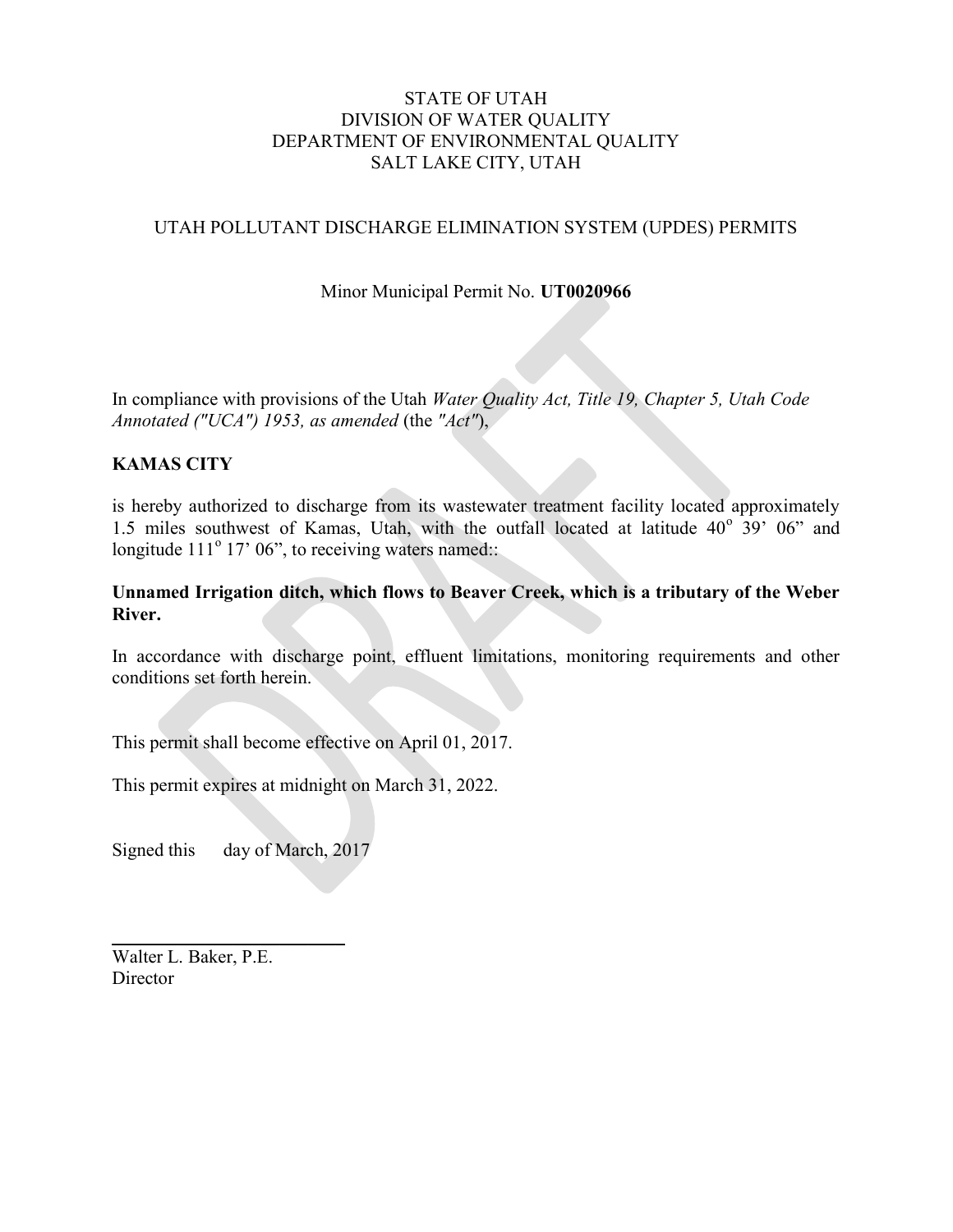STATE OF UTAH
DIVISION OF WATER QUALITY
DEPARTMENT OF ENVIRONMENTAL QUALITY
SALT LAKE CITY, UTAH

UTAH POLLUTANT DISCHARGE ELIMINATION SYSTEM (UPDES) PERMITS

Minor Municipal Permit No. **UT0020966**

In compliance with provisions of the Utah *Water Quality Act, Title 19, Chapter 5, Utah Code Annotated ("UCA") 1953, as amended* (the *"Act"*),

**KAMAS CITY**

is hereby authorized to discharge from its wastewater treatment facility located approximately 1.5 miles southwest of Kamas, Utah, with the outfall located at latitude 40$^{o}$ 39’ 06” and longitude 111$^{o}$ 17’ 06”, to receiving waters named::

**Unnamed Irrigation ditch, which flows to Beaver Creek, which is a tributary of the Weber River.**

In accordance with discharge point, effluent limitations, monitoring requirements and other conditions set forth herein.

This permit shall become effective on April 01, 2017.

This permit expires at midnight on March 31, 2022.

Signed this      day of March, 2017

Walter L. Baker, P.E.
Director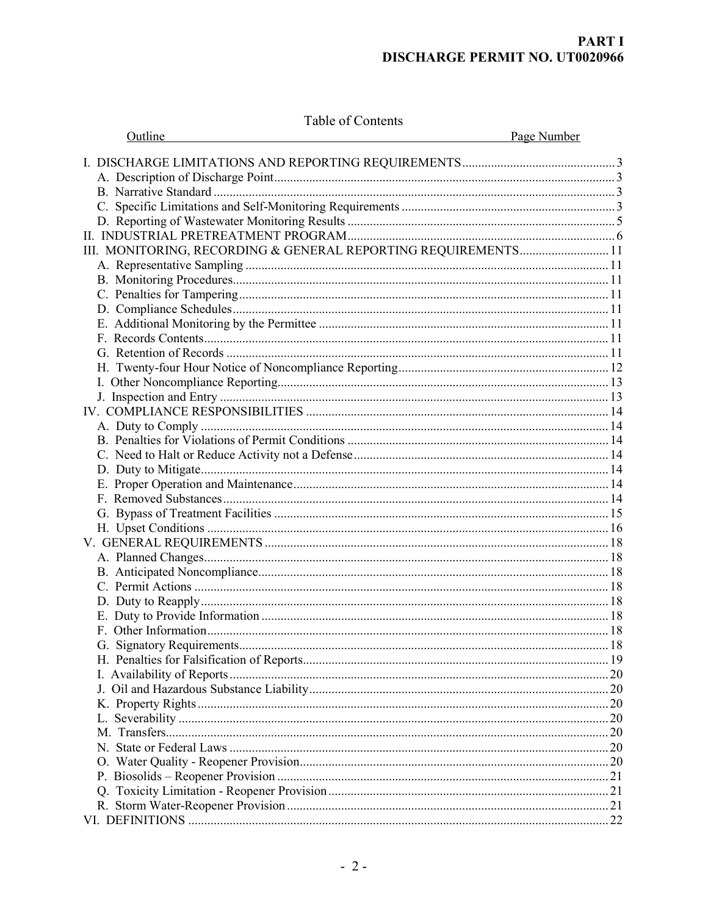Table of Contents

| Outline | Page Number |
|---|---|
| I. DISCHARGE LIMITATIONS AND REPORTING REQUIREMENTS | 3 |
| A. Description of Discharge Point | 3 |
| B. Narrative Standard | 3 |
| C. Specific Limitations and Self-Monitoring Requirements | 3 |
| D. Reporting of Wastewater Monitoring Results | 5 |
| II. INDUSTRIAL PRETREATMENT PROGRAM | 6 |
| III. MONITORING, RECORDING & GENERAL REPORTING REQUIREMENTS | 11 |
| A. Representative Sampling | 11 |
| B. Monitoring Procedures | 11 |
| C. Penalties for Tampering | 11 |
| D. Compliance Schedules | 11 |
| E. Additional Monitoring by the Permittee | 11 |
| F. Records Contents | 11 |
| G. Retention of Records | 11 |
| H. Twenty-four Hour Notice of Noncompliance Reporting | 12 |
| I. Other Noncompliance Reporting | 13 |
| J. Inspection and Entry | 13 |
| IV. COMPLIANCE RESPONSIBILITIES | 14 |
| A. Duty to Comply | 14 |
| B. Penalties for Violations of Permit Conditions | 14 |
| C. Need to Halt or Reduce Activity not a Defense | 14 |
| D. Duty to Mitigate | 14 |
| E. Proper Operation and Maintenance | 14 |
| F. Removed Substances | 14 |
| G. Bypass of Treatment Facilities | 15 |
| H. Upset Conditions | 16 |
| V. GENERAL REQUIREMENTS | 18 |
| A. Planned Changes | 18 |
| B. Anticipated Noncompliance | 18 |
| C. Permit Actions | 18 |
| D. Duty to Reapply | 18 |
| E. Duty to Provide Information | 18 |
| F. Other Information | 18 |
| G. Signatory Requirements | 18 |
| H. Penalties for Falsification of Reports | 19 |
| I. Availability of Reports | 20 |
| J. Oil and Hazardous Substance Liability | 20 |
| K. Property Rights | 20 |
| L. Severability | 20 |
| M. Transfers | 20 |
| N. State or Federal Laws | 20 |
| O. Water Quality - Reopener Provision | 20 |
| P. Biosolids – Reopener Provision | 21 |
| Q. Toxicity Limitation - Reopener Provision | 21 |
| R. Storm Water-Reopener Provision | 21 |
| VI. DEFINITIONS | 22 |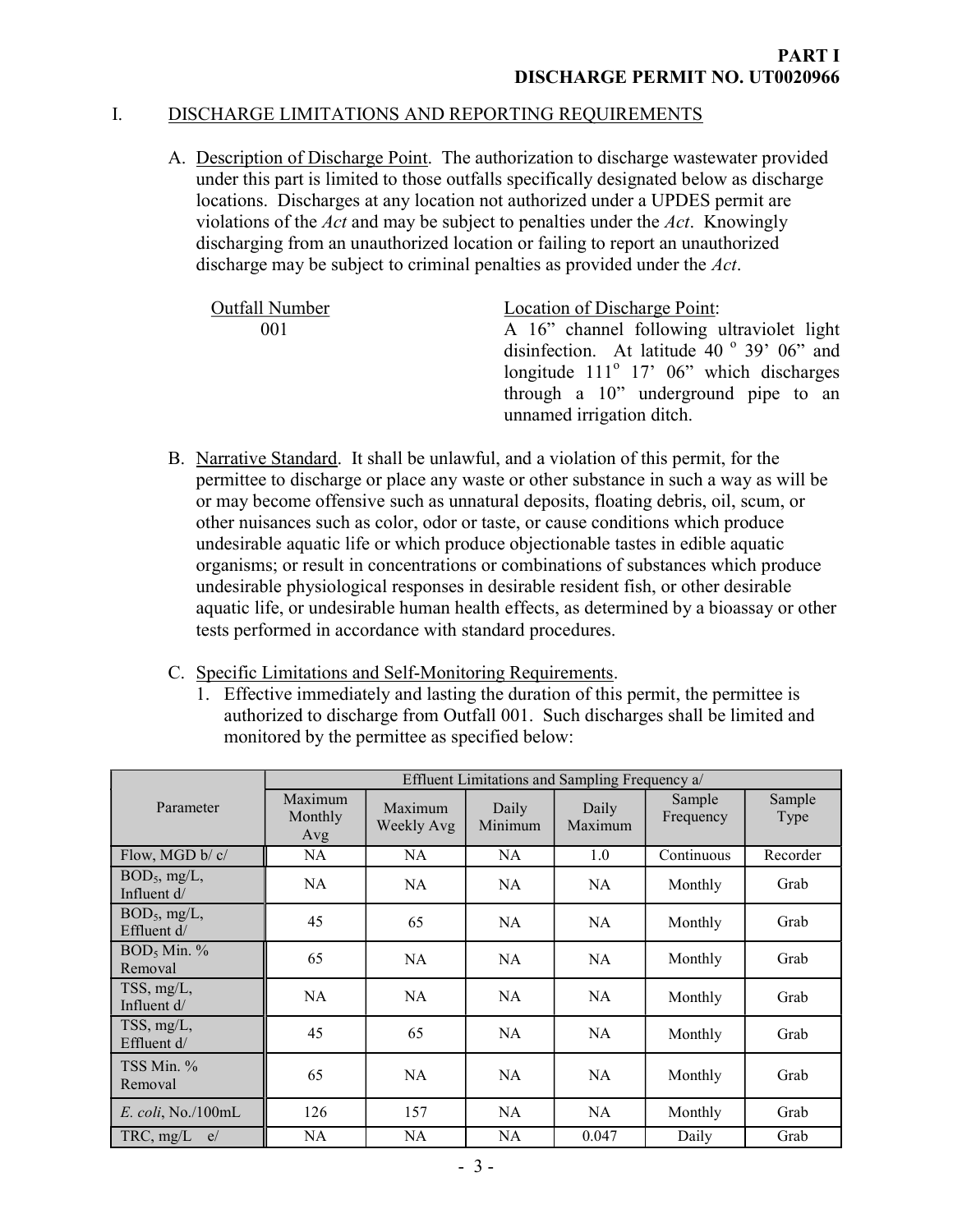**PART I**
**DISCHARGE PERMIT NO. UT0020966**

## I. DISCHARGE LIMITATIONS AND REPORTING REQUIREMENTS

A. Description of Discharge Point. The authorization to discharge wastewater provided under this part is limited to those outfalls specifically designated below as discharge locations. Discharges at any location not authorized under a UPDES permit are violations of the *Act* and may be subject to penalties under the *Act*. Knowingly discharging from an unauthorized location or failing to report an unauthorized discharge may be subject to criminal penalties as provided under the *Act*.

| Outfall Number | Location of Discharge Point: |
|---|---|
| 001 | A 16" channel following ultraviolet light disinfection. At latitude 40 ° 39' 06" and longitude 111° 17' 06" which discharges through a 10" underground pipe to an unnamed irrigation ditch. |

B. Narrative Standard. It shall be unlawful, and a violation of this permit, for the permittee to discharge or place any waste or other substance in such a way as will be or may become offensive such as unnatural deposits, floating debris, oil, scum, or other nuisances such as color, odor or taste, or cause conditions which produce undesirable aquatic life or which produce objectionable tastes in edible aquatic organisms; or result in concentrations or combinations of substances which produce undesirable physiological responses in desirable resident fish, or other desirable aquatic life, or undesirable human health effects, as determined by a bioassay or other tests performed in accordance with standard procedures.

C. Specific Limitations and Self-Monitoring Requirements.

1. Effective immediately and lasting the duration of this permit, the permittee is authorized to discharge from Outfall 001. Such discharges shall be limited and monitored by the permittee as specified below:

| Parameter | Effluent Limitations and Sampling Frequency a/ | | | | | |
|---|---|---|---|---|---|---|
| | Maximum Monthly Avg | Maximum Weekly Avg | Daily Minimum | Daily Maximum | Sample Frequency | Sample Type |
| Flow, MGD b/ c/ | NA | NA | NA | 1.0 | Continuous | Recorder |
| $BOD_5$, mg/L, Influent d/ | NA | NA | NA | NA | Monthly | Grab |
| $BOD_5$, mg/L, Effluent d/ | 45 | 65 | NA | NA | Monthly | Grab |
| $BOD_5$ Min. % Removal | 65 | NA | NA | NA | Monthly | Grab |
| TSS, mg/L, Influent d/ | NA | NA | NA | NA | Monthly | Grab |
| TSS, mg/L, Effluent d/ | 45 | 65 | NA | NA | Monthly | Grab |
| TSS Min. % Removal | 65 | NA | NA | NA | Monthly | Grab |
| *E. coli*, No./100mL | 126 | 157 | NA | NA | Monthly | Grab |
| TRC, mg/L e/ | NA | NA | NA | 0.047 | Daily | Grab |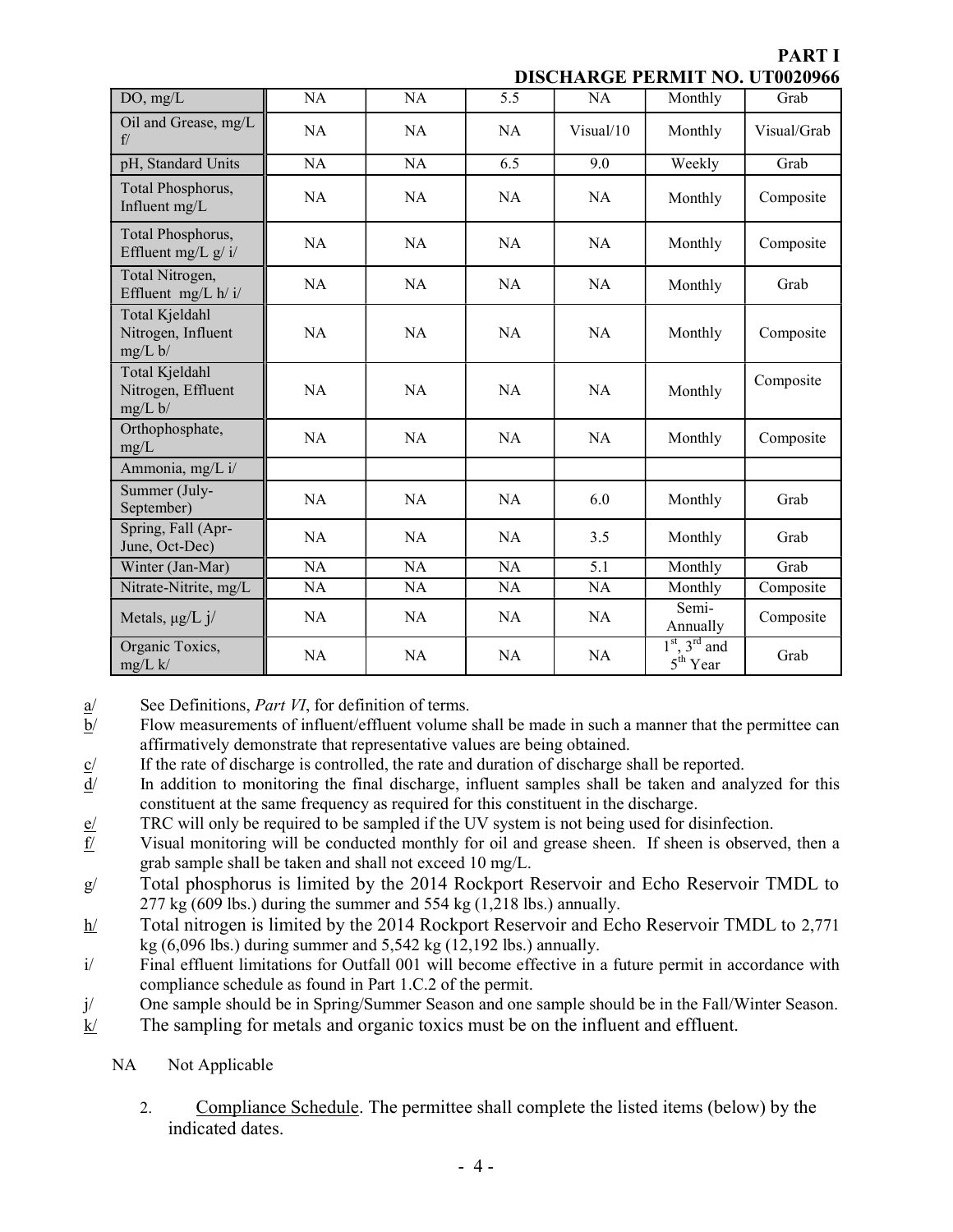**PART I**
**DISCHARGE PERMIT NO. UT0020966**

| | | | | | | |
|---|---|---|---|---|---|---|
| DO, mg/L | NA | NA | 5.5 | NA | Monthly | Grab |
| Oil and Grease, mg/L f/ | NA | NA | NA | Visual/10 | Monthly | Visual/Grab |
| pH, Standard Units | NA | NA | 6.5 | 9.0 | Weekly | Grab |
| Total Phosphorus, Influent mg/L | NA | NA | NA | NA | Monthly | Composite |
| Total Phosphorus, Effluent mg/L g/ i/ | NA | NA | NA | NA | Monthly | Composite |
| Total Nitrogen, Effluent mg/L h/ i/ | NA | NA | NA | NA | Monthly | Grab |
| Total Kjeldahl Nitrogen, Influent mg/L b/ | NA | NA | NA | NA | Monthly | Composite |
| Total Kjeldahl Nitrogen, Effluent mg/L b/ | NA | NA | NA | NA | Monthly | Composite |
| Orthophosphate, mg/L | NA | NA | NA | NA | Monthly | Composite |
| Ammonia, mg/L i/ | | | | | | |
| Summer (July-September) | NA | NA | NA | 6.0 | Monthly | Grab |
| Spring, Fall (Apr-June, Oct-Dec) | NA | NA | NA | 3.5 | Monthly | Grab |
| Winter (Jan-Mar) | NA | NA | NA | 5.1 | Monthly | Grab |
| Nitrate-Nitrite, mg/L | NA | NA | NA | NA | Monthly | Composite |
| Metals, µg/L j/ | NA | NA | NA | NA | Semi-Annually | Composite |
| Organic Toxics, mg/L k/ | NA | NA | NA | NA | 1st, 3rd and 5th Year | Grab |

a/ See Definitions, *Part VI*, for definition of terms.

b/ Flow measurements of influent/effluent volume shall be made in such a manner that the permittee can affirmatively demonstrate that representative values are being obtained.

c/ If the rate of discharge is controlled, the rate and duration of discharge shall be reported.

d/ In addition to monitoring the final discharge, influent samples shall be taken and analyzed for this constituent at the same frequency as required for this constituent in the discharge.

e/ TRC will only be required to be sampled if the UV system is not being used for disinfection.

f/ Visual monitoring will be conducted monthly for oil and grease sheen. If sheen is observed, then a grab sample shall be taken and shall not exceed 10 mg/L.

g/ Total phosphorus is limited by the 2014 Rockport Reservoir and Echo Reservoir TMDL to 277 kg (609 lbs.) during the summer and 554 kg (1,218 lbs.) annually.

h/ Total nitrogen is limited by the 2014 Rockport Reservoir and Echo Reservoir TMDL to 2,771 kg (6,096 lbs.) during summer and 5,542 kg (12,192 lbs.) annually.

i/ Final effluent limitations for Outfall 001 will become effective in a future permit in accordance with compliance schedule as found in Part 1.C.2 of the permit.

j/ One sample should be in Spring/Summer Season and one sample should be in the Fall/Winter Season.

k/ The sampling for metals and organic toxics must be on the influent and effluent.

NA Not Applicable

2. Compliance Schedule. The permittee shall complete the listed items (below) by the indicated dates.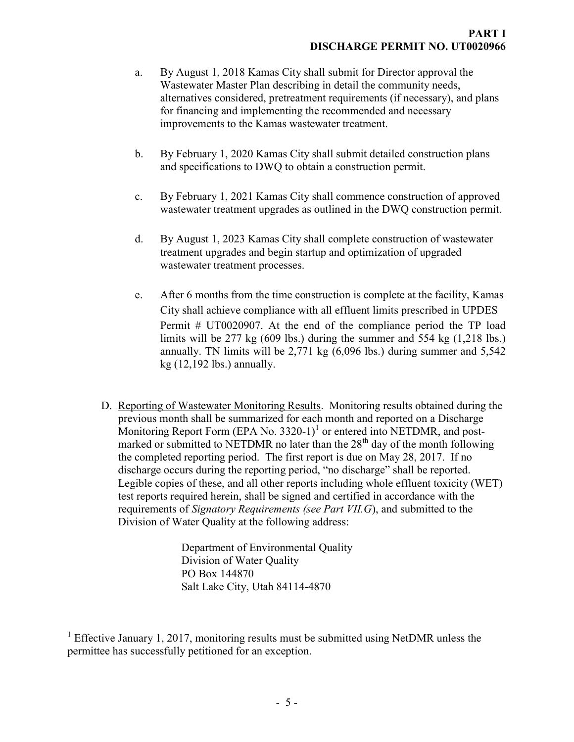a. By August 1, 2018 Kamas City shall submit for Director approval the Wastewater Master Plan describing in detail the community needs, alternatives considered, pretreatment requirements (if necessary), and plans for financing and implementing the recommended and necessary improvements to the Kamas wastewater treatment.

b. By February 1, 2020 Kamas City shall submit detailed construction plans and specifications to DWQ to obtain a construction permit.

c. By February 1, 2021 Kamas City shall commence construction of approved wastewater treatment upgrades as outlined in the DWQ construction permit.

d. By August 1, 2023 Kamas City shall complete construction of wastewater treatment upgrades and begin startup and optimization of upgraded wastewater treatment processes.

e. After 6 months from the time construction is complete at the facility, Kamas City shall achieve compliance with all effluent limits prescribed in UPDES Permit # UT0020907. At the end of the compliance period the TP load limits will be 277 kg (609 lbs.) during the summer and 554 kg (1,218 lbs.) annually. TN limits will be 2,771 kg (6,096 lbs.) during summer and 5,542 kg (12,192 lbs.) annually.

D. Reporting of Wastewater Monitoring Results. Monitoring results obtained during the previous month shall be summarized for each month and reported on a Discharge Monitoring Report Form (EPA No. 3320-1)[1] or entered into NETDMR, and post-marked or submitted to NETDMR no later than the 28th day of the month following the completed reporting period. The first report is due on May 28, 2017. If no discharge occurs during the reporting period, "no discharge" shall be reported. Legible copies of these, and all other reports including whole effluent toxicity (WET) test reports required herein, shall be signed and certified in accordance with the requirements of *Signatory Requirements (see Part VII.G)*, and submitted to the Division of Water Quality at the following address:

Department of Environmental Quality
Division of Water Quality
PO Box 144870
Salt Lake City, Utah 84114-4870

[1] Effective January 1, 2017, monitoring results must be submitted using NetDMR unless the permittee has successfully petitioned for an exception.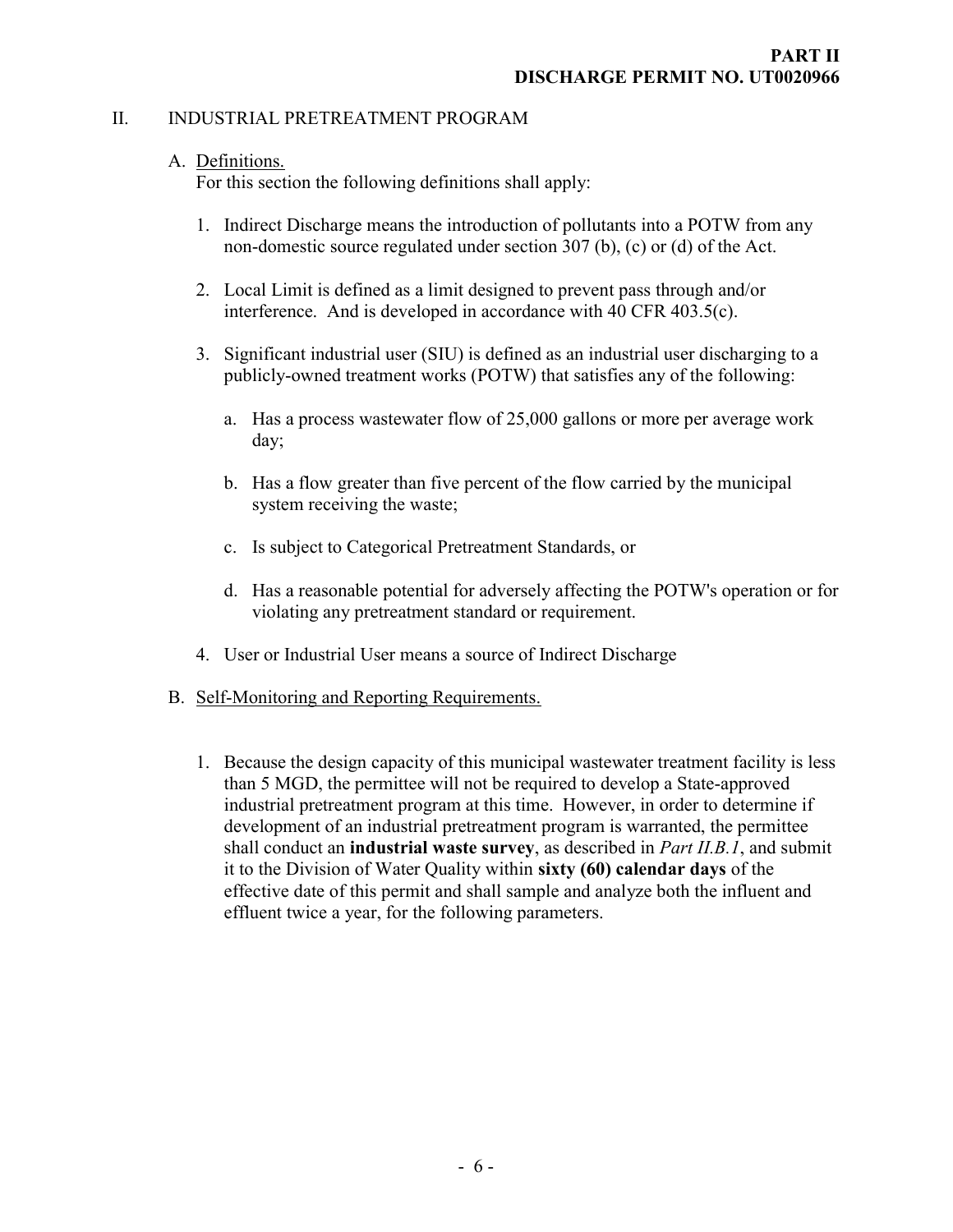**PART II**
**DISCHARGE PERMIT NO. UT0020966**

## II. INDUSTRIAL PRETREATMENT PROGRAM

### A. Definitions.

For this section the following definitions shall apply:

1. Indirect Discharge means the introduction of pollutants into a POTW from any non-domestic source regulated under section 307 (b), (c) or (d) of the Act.

2. Local Limit is defined as a limit designed to prevent pass through and/or interference. And is developed in accordance with 40 CFR 403.5(c).

3. Significant industrial user (SIU) is defined as an industrial user discharging to a publicly-owned treatment works (POTW) that satisfies any of the following:

   a. Has a process wastewater flow of 25,000 gallons or more per average work day;

   b. Has a flow greater than five percent of the flow carried by the municipal system receiving the waste;

   c. Is subject to Categorical Pretreatment Standards, or

   d. Has a reasonable potential for adversely affecting the POTW's operation or for violating any pretreatment standard or requirement.

4. User or Industrial User means a source of Indirect Discharge

### B. Self-Monitoring and Reporting Requirements.

1. Because the design capacity of this municipal wastewater treatment facility is less than 5 MGD, the permittee will not be required to develop a State-approved industrial pretreatment program at this time. However, in order to determine if development of an industrial pretreatment program is warranted, the permittee shall conduct an **industrial waste survey**, as described in *Part II.B.1*, and submit it to the Division of Water Quality within **sixty (60) calendar days** of the effective date of this permit and shall sample and analyze both the influent and effluent twice a year, for the following parameters.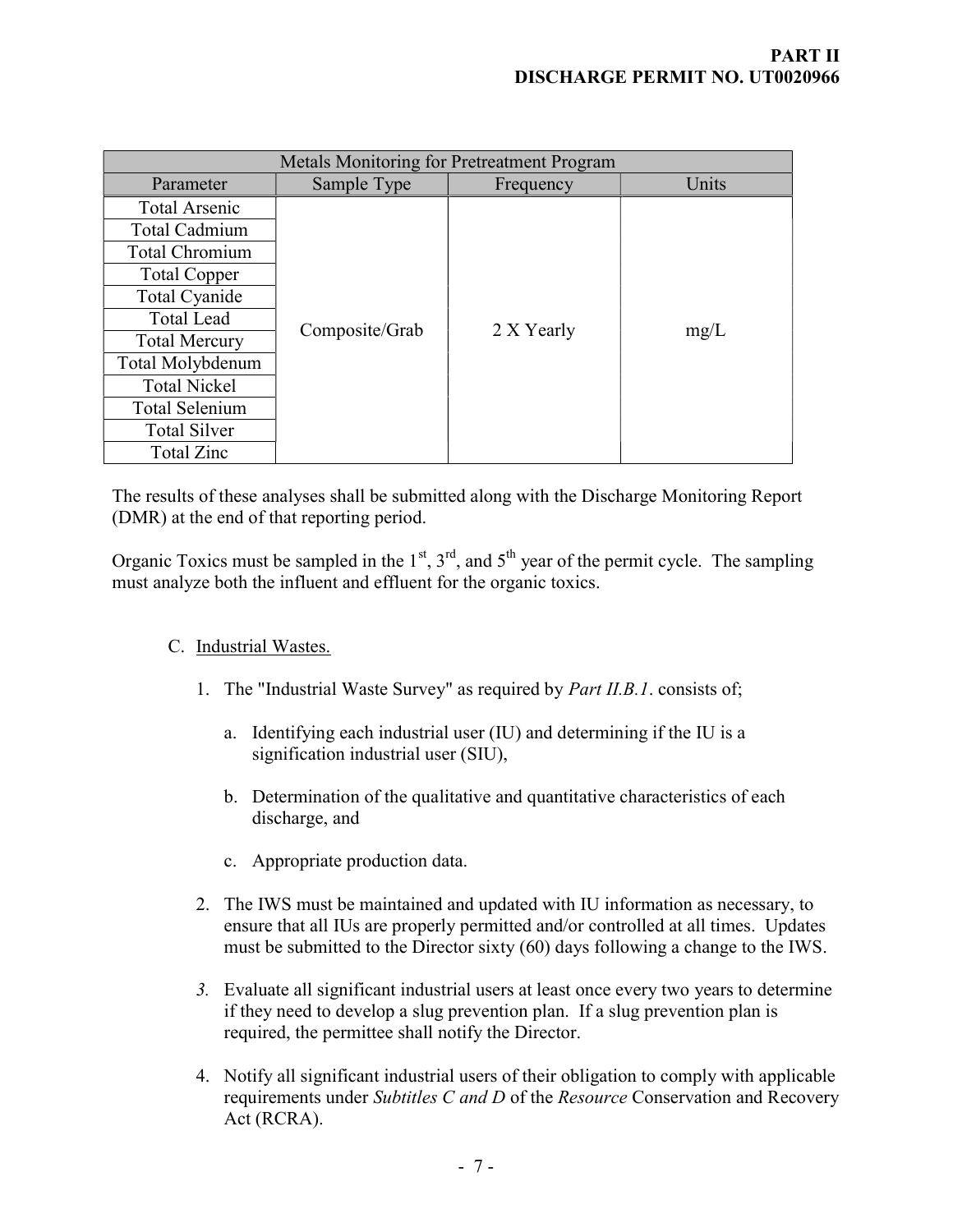| Metals Monitoring for Pretreatment Program | | | |
|---|---|---|---|
| Parameter | Sample Type | Frequency | Units |
| Total Arsenic | Composite/Grab | 2 X Yearly | mg/L |
| Total Cadmium | | | |
| Total Chromium | | | |
| Total Copper | | | |
| Total Cyanide | | | |
| Total Lead | | | |
| Total Mercury | | | |
| Total Molybdenum | | | |
| Total Nickel | | | |
| Total Selenium | | | |
| Total Silver | | | |
| Total Zinc | | | |

The results of these analyses shall be submitted along with the Discharge Monitoring Report (DMR) at the end of that reporting period.

Organic Toxics must be sampled in the 1st, 3rd, and 5th year of the permit cycle. The sampling must analyze both the influent and effluent for the organic toxics.

C. Industrial Wastes.

1. The "Industrial Waste Survey" as required by *Part II.B.1*. consists of;

   a. Identifying each industrial user (IU) and determining if the IU is a signification industrial user (SIU),

   b. Determination of the qualitative and quantitative characteristics of each discharge, and

   c. Appropriate production data.

2. The IWS must be maintained and updated with IU information as necessary, to ensure that all IUs are properly permitted and/or controlled at all times. Updates must be submitted to the Director sixty (60) days following a change to the IWS.

3. Evaluate all significant industrial users at least once every two years to determine if they need to develop a slug prevention plan. If a slug prevention plan is required, the permittee shall notify the Director.

4. Notify all significant industrial users of their obligation to comply with applicable requirements under *Subtitles C and D* of the *Resource* Conservation and Recovery Act (RCRA).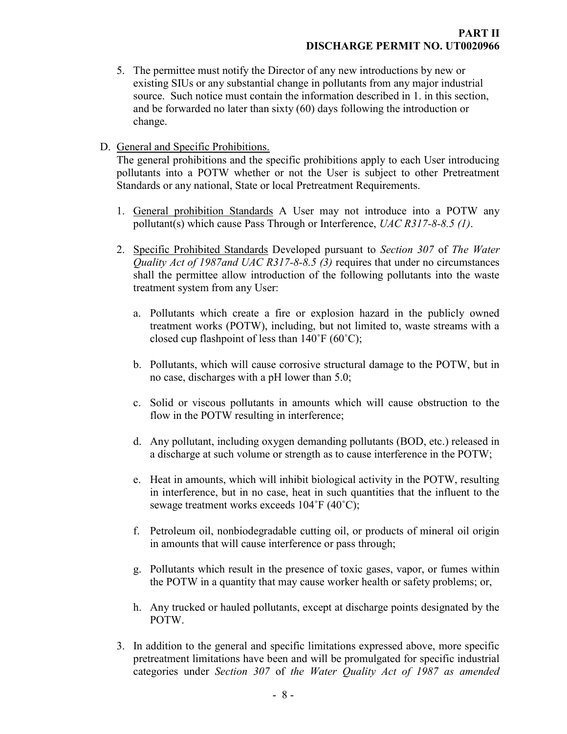5. The permittee must notify the Director of any new introductions by new or existing SIUs or any substantial change in pollutants from any major industrial source. Such notice must contain the information described in 1. in this section, and be forwarded no later than sixty (60) days following the introduction or change.

D. General and Specific Prohibitions.

The general prohibitions and the specific prohibitions apply to each User introducing pollutants into a POTW whether or not the User is subject to other Pretreatment Standards or any national, State or local Pretreatment Requirements.

1. General prohibition Standards A User may not introduce into a POTW any pollutant(s) which cause Pass Through or Interference, *UAC R317-8-8.5 (1)*.

2. Specific Prohibited Standards Developed pursuant to *Section 307* of *The Water Quality Act of 1987and UAC R317-8-8.5 (3)* requires that under no circumstances shall the permittee allow introduction of the following pollutants into the waste treatment system from any User:

   a. Pollutants which create a fire or explosion hazard in the publicly owned treatment works (POTW), including, but not limited to, waste streams with a closed cup flashpoint of less than 140˚F (60˚C);

   b. Pollutants, which will cause corrosive structural damage to the POTW, but in no case, discharges with a pH lower than 5.0;

   c. Solid or viscous pollutants in amounts which will cause obstruction to the flow in the POTW resulting in interference;

   d. Any pollutant, including oxygen demanding pollutants (BOD, etc.) released in a discharge at such volume or strength as to cause interference in the POTW;

   e. Heat in amounts, which will inhibit biological activity in the POTW, resulting in interference, but in no case, heat in such quantities that the influent to the sewage treatment works exceeds 104˚F (40˚C);

   f. Petroleum oil, nonbiodegradable cutting oil, or products of mineral oil origin in amounts that will cause interference or pass through;

   g. Pollutants which result in the presence of toxic gases, vapor, or fumes within the POTW in a quantity that may cause worker health or safety problems; or,

   h. Any trucked or hauled pollutants, except at discharge points designated by the POTW.

3. In addition to the general and specific limitations expressed above, more specific pretreatment limitations have been and will be promulgated for specific industrial categories under *Section 307* of *the Water Quality Act of 1987 as amended*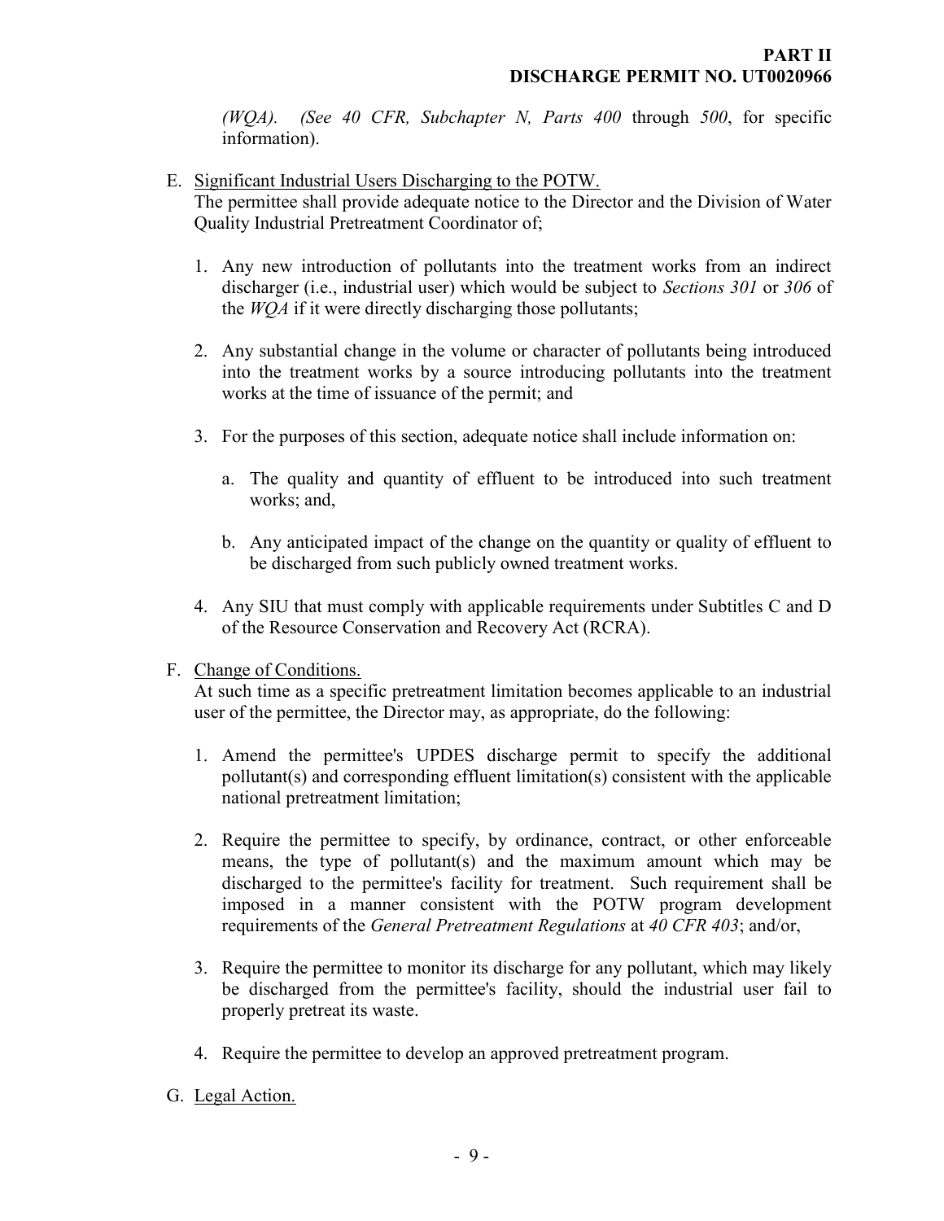*(WQA). (See 40 CFR, Subchapter N, Parts 400* through *500*, for specific information).

E. Significant Industrial Users Discharging to the POTW.
   The permittee shall provide adequate notice to the Director and the Division of Water Quality Industrial Pretreatment Coordinator of;

   1. Any new introduction of pollutants into the treatment works from an indirect discharger (i.e., industrial user) which would be subject to *Sections 301* or *306* of the *WQA* if it were directly discharging those pollutants;

   2. Any substantial change in the volume or character of pollutants being introduced into the treatment works by a source introducing pollutants into the treatment works at the time of issuance of the permit; and

   3. For the purposes of this section, adequate notice shall include information on:

      a. The quality and quantity of effluent to be introduced into such treatment works; and,

      b. Any anticipated impact of the change on the quantity or quality of effluent to be discharged from such publicly owned treatment works.

   4. Any SIU that must comply with applicable requirements under Subtitles C and D of the Resource Conservation and Recovery Act (RCRA).

F. Change of Conditions.
   At such time as a specific pretreatment limitation becomes applicable to an industrial user of the permittee, the Director may, as appropriate, do the following:

   1. Amend the permittee's UPDES discharge permit to specify the additional pollutant(s) and corresponding effluent limitation(s) consistent with the applicable national pretreatment limitation;

   2. Require the permittee to specify, by ordinance, contract, or other enforceable means, the type of pollutant(s) and the maximum amount which may be discharged to the permittee's facility for treatment. Such requirement shall be imposed in a manner consistent with the POTW program development requirements of the *General Pretreatment Regulations* at *40 CFR 403*; and/or,

   3. Require the permittee to monitor its discharge for any pollutant, which may likely be discharged from the permittee's facility, should the industrial user fail to properly pretreat its waste.

   4. Require the permittee to develop an approved pretreatment program.

G. Legal Action.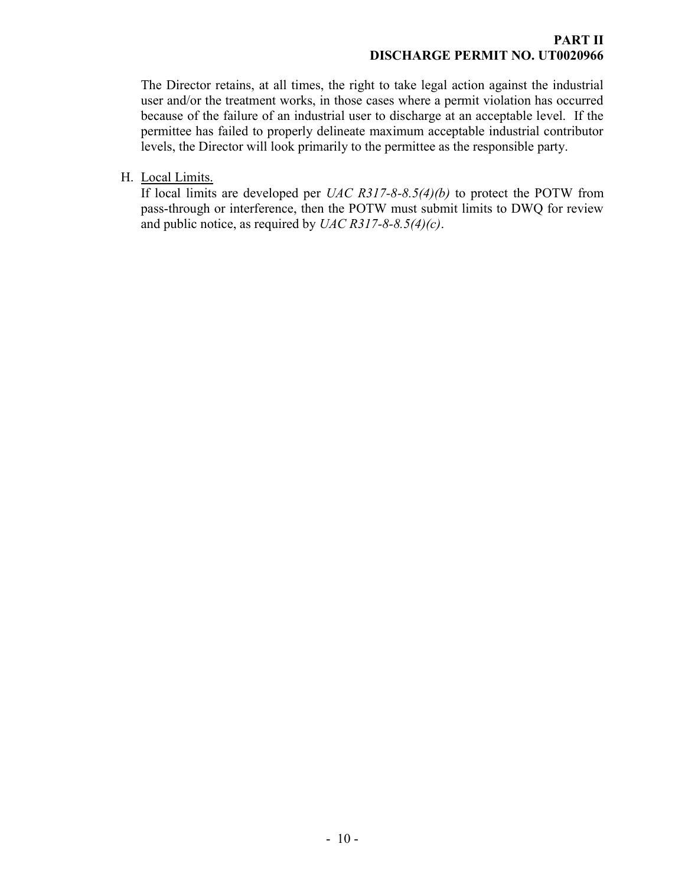The Director retains, at all times, the right to take legal action against the industrial user and/or the treatment works, in those cases where a permit violation has occurred because of the failure of an industrial user to discharge at an acceptable level. If the permittee has failed to properly delineate maximum acceptable industrial contributor levels, the Director will look primarily to the permittee as the responsible party.

H. <u>Local Limits.</u>
If local limits are developed per *UAC R317-8-8.5(4)(b)* to protect the POTW from pass-through or interference, then the POTW must submit limits to DWQ for review and public notice, as required by *UAC R317-8-8.5(4)(c)*.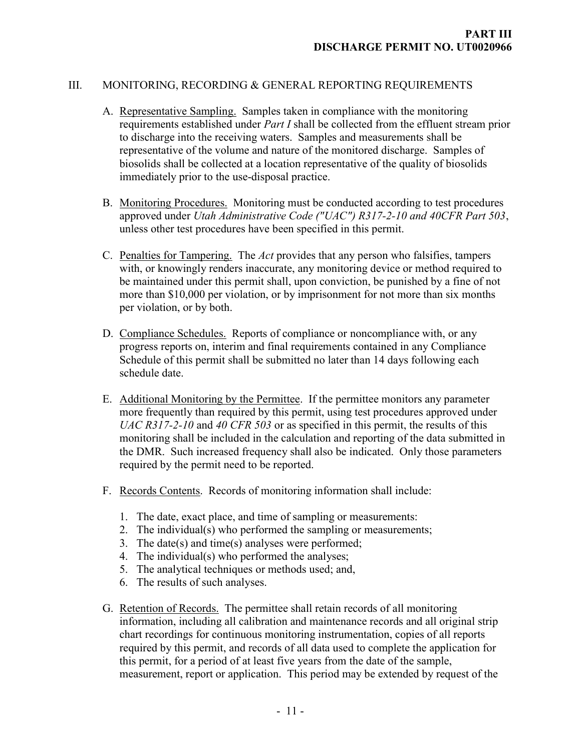## III. MONITORING, RECORDING & GENERAL REPORTING REQUIREMENTS

A. Representative Sampling. Samples taken in compliance with the monitoring requirements established under *Part I* shall be collected from the effluent stream prior to discharge into the receiving waters. Samples and measurements shall be representative of the volume and nature of the monitored discharge. Samples of biosolids shall be collected at a location representative of the quality of biosolids immediately prior to the use-disposal practice.

B. Monitoring Procedures. Monitoring must be conducted according to test procedures approved under *Utah Administrative Code ("UAC") R317-2-10 and 40CFR Part 503*, unless other test procedures have been specified in this permit.

C. Penalties for Tampering. The *Act* provides that any person who falsifies, tampers with, or knowingly renders inaccurate, any monitoring device or method required to be maintained under this permit shall, upon conviction, be punished by a fine of not more than $10,000 per violation, or by imprisonment for not more than six months per violation, or by both.

D. Compliance Schedules. Reports of compliance or noncompliance with, or any progress reports on, interim and final requirements contained in any Compliance Schedule of this permit shall be submitted no later than 14 days following each schedule date.

E. Additional Monitoring by the Permittee. If the permittee monitors any parameter more frequently than required by this permit, using test procedures approved under *UAC R317-2-10* and *40 CFR 503* or as specified in this permit, the results of this monitoring shall be included in the calculation and reporting of the data submitted in the DMR. Such increased frequency shall also be indicated. Only those parameters required by the permit need to be reported.

F. Records Contents. Records of monitoring information shall include:

1. The date, exact place, and time of sampling or measurements:
2. The individual(s) who performed the sampling or measurements;
3. The date(s) and time(s) analyses were performed;
4. The individual(s) who performed the analyses;
5. The analytical techniques or methods used; and,
6. The results of such analyses.

G. Retention of Records. The permittee shall retain records of all monitoring information, including all calibration and maintenance records and all original strip chart recordings for continuous monitoring instrumentation, copies of all reports required by this permit, and records of all data used to complete the application for this permit, for a period of at least five years from the date of the sample, measurement, report or application. This period may be extended by request of the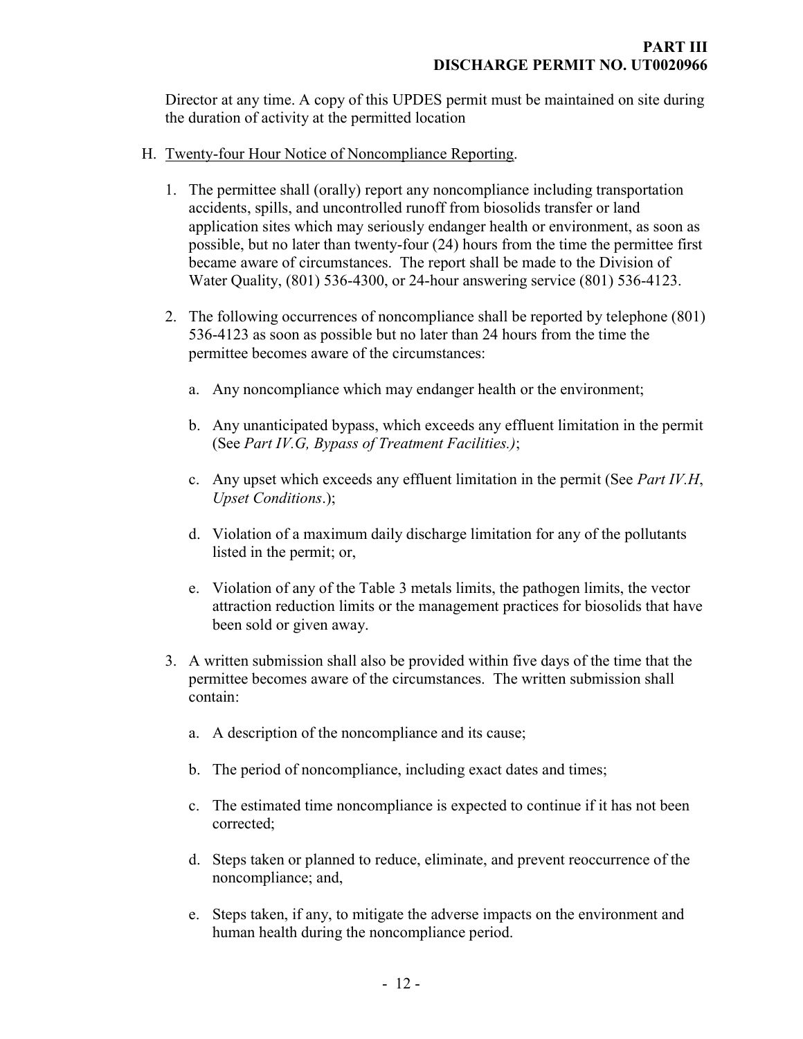Director at any time. A copy of this UPDES permit must be maintained on site during the duration of activity at the permitted location

H. Twenty-four Hour Notice of Noncompliance Reporting.

1. The permittee shall (orally) report any noncompliance including transportation accidents, spills, and uncontrolled runoff from biosolids transfer or land application sites which may seriously endanger health or environment, as soon as possible, but no later than twenty-four (24) hours from the time the permittee first became aware of circumstances. The report shall be made to the Division of Water Quality, (801) 536-4300, or 24-hour answering service (801) 536-4123.

2. The following occurrences of noncompliance shall be reported by telephone (801) 536-4123 as soon as possible but no later than 24 hours from the time the permittee becomes aware of the circumstances:

   a. Any noncompliance which may endanger health or the environment;

   b. Any unanticipated bypass, which exceeds any effluent limitation in the permit (See *Part IV.G, Bypass of Treatment Facilities.)*;

   c. Any upset which exceeds any effluent limitation in the permit (See *Part IV.H*, *Upset Conditions*.);

   d. Violation of a maximum daily discharge limitation for any of the pollutants listed in the permit; or,

   e. Violation of any of the Table 3 metals limits, the pathogen limits, the vector attraction reduction limits or the management practices for biosolids that have been sold or given away.

3. A written submission shall also be provided within five days of the time that the permittee becomes aware of the circumstances. The written submission shall contain:

   a. A description of the noncompliance and its cause;

   b. The period of noncompliance, including exact dates and times;

   c. The estimated time noncompliance is expected to continue if it has not been corrected;

   d. Steps taken or planned to reduce, eliminate, and prevent reoccurrence of the noncompliance; and,

   e. Steps taken, if any, to mitigate the adverse impacts on the environment and human health during the noncompliance period.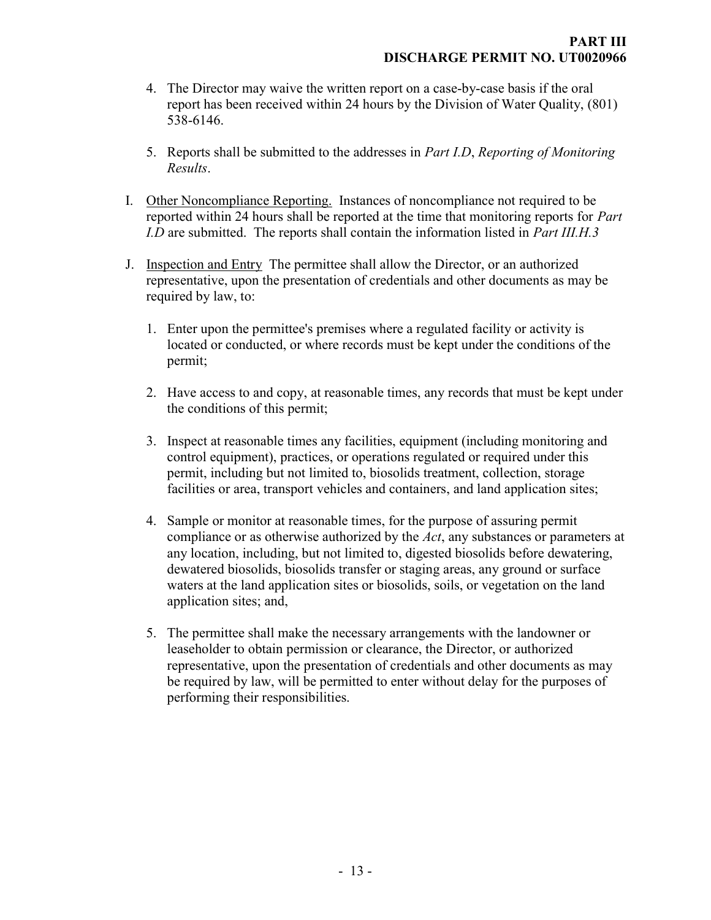4. The Director may waive the written report on a case-by-case basis if the oral report has been received within 24 hours by the Division of Water Quality, (801) 538-6146.

5. Reports shall be submitted to the addresses in *Part I.D*, *Reporting of Monitoring Results*.

I. Other Noncompliance Reporting. Instances of noncompliance not required to be reported within 24 hours shall be reported at the time that monitoring reports for *Part I.D* are submitted. The reports shall contain the information listed in *Part III.H.3*

J. Inspection and Entry The permittee shall allow the Director, or an authorized representative, upon the presentation of credentials and other documents as may be required by law, to:

   1. Enter upon the permittee's premises where a regulated facility or activity is located or conducted, or where records must be kept under the conditions of the permit;

   2. Have access to and copy, at reasonable times, any records that must be kept under the conditions of this permit;

   3. Inspect at reasonable times any facilities, equipment (including monitoring and control equipment), practices, or operations regulated or required under this permit, including but not limited to, biosolids treatment, collection, storage facilities or area, transport vehicles and containers, and land application sites;

   4. Sample or monitor at reasonable times, for the purpose of assuring permit compliance or as otherwise authorized by the *Act*, any substances or parameters at any location, including, but not limited to, digested biosolids before dewatering, dewatered biosolids, biosolids transfer or staging areas, any ground or surface waters at the land application sites or biosolids, soils, or vegetation on the land application sites; and,

   5. The permittee shall make the necessary arrangements with the landowner or leaseholder to obtain permission or clearance, the Director, or authorized representative, upon the presentation of credentials and other documents as may be required by law, will be permitted to enter without delay for the purposes of performing their responsibilities.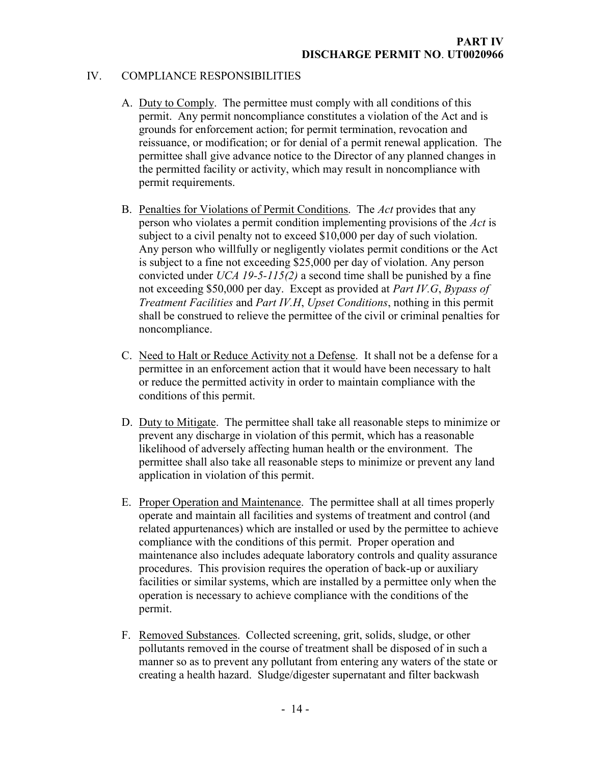## IV. COMPLIANCE RESPONSIBILITIES

A. Duty to Comply. The permittee must comply with all conditions of this permit. Any permit noncompliance constitutes a violation of the Act and is grounds for enforcement action; for permit termination, revocation and reissuance, or modification; or for denial of a permit renewal application. The permittee shall give advance notice to the Director of any planned changes in the permitted facility or activity, which may result in noncompliance with permit requirements.

B. Penalties for Violations of Permit Conditions. The *Act* provides that any person who violates a permit condition implementing provisions of the *Act* is subject to a civil penalty not to exceed $10,000 per day of such violation. Any person who willfully or negligently violates permit conditions or the Act is subject to a fine not exceeding $25,000 per day of violation. Any person convicted under *UCA 19-5-115(2)* a second time shall be punished by a fine not exceeding $50,000 per day. Except as provided at *Part IV.G*, *Bypass of Treatment Facilities* and *Part IV.H*, *Upset Conditions*, nothing in this permit shall be construed to relieve the permittee of the civil or criminal penalties for noncompliance.

C. Need to Halt or Reduce Activity not a Defense. It shall not be a defense for a permittee in an enforcement action that it would have been necessary to halt or reduce the permitted activity in order to maintain compliance with the conditions of this permit.

D. Duty to Mitigate. The permittee shall take all reasonable steps to minimize or prevent any discharge in violation of this permit, which has a reasonable likelihood of adversely affecting human health or the environment. The permittee shall also take all reasonable steps to minimize or prevent any land application in violation of this permit.

E. Proper Operation and Maintenance. The permittee shall at all times properly operate and maintain all facilities and systems of treatment and control (and related appurtenances) which are installed or used by the permittee to achieve compliance with the conditions of this permit. Proper operation and maintenance also includes adequate laboratory controls and quality assurance procedures. This provision requires the operation of back-up or auxiliary facilities or similar systems, which are installed by a permittee only when the operation is necessary to achieve compliance with the conditions of the permit.

F. Removed Substances. Collected screening, grit, solids, sludge, or other pollutants removed in the course of treatment shall be disposed of in such a manner so as to prevent any pollutant from entering any waters of the state or creating a health hazard. Sludge/digester supernatant and filter backwash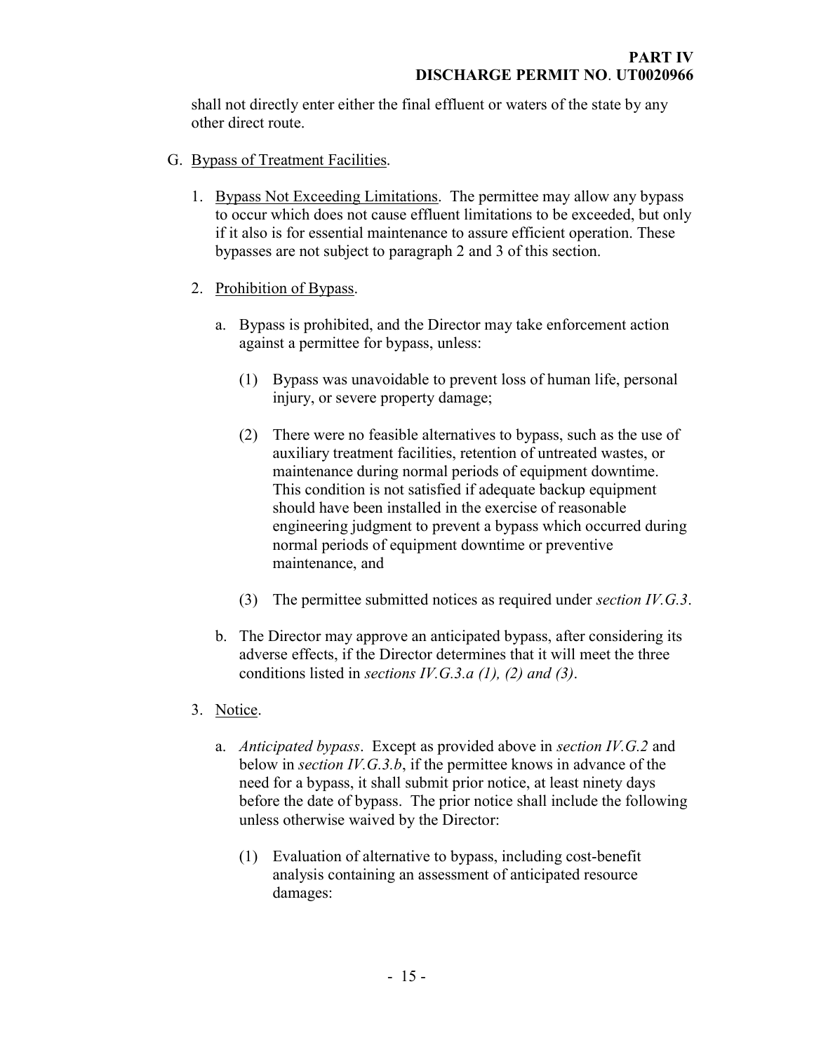shall not directly enter either the final effluent or waters of the state by any other direct route.

G. Bypass of Treatment Facilities.

1. Bypass Not Exceeding Limitations. The permittee may allow any bypass to occur which does not cause effluent limitations to be exceeded, but only if it also is for essential maintenance to assure efficient operation. These bypasses are not subject to paragraph 2 and 3 of this section.

2. Prohibition of Bypass.

   a. Bypass is prohibited, and the Director may take enforcement action against a permittee for bypass, unless:

      (1) Bypass was unavoidable to prevent loss of human life, personal injury, or severe property damage;

      (2) There were no feasible alternatives to bypass, such as the use of auxiliary treatment facilities, retention of untreated wastes, or maintenance during normal periods of equipment downtime. This condition is not satisfied if adequate backup equipment should have been installed in the exercise of reasonable engineering judgment to prevent a bypass which occurred during normal periods of equipment downtime or preventive maintenance, and

      (3) The permittee submitted notices as required under *section IV.G.3*.

   b. The Director may approve an anticipated bypass, after considering its adverse effects, if the Director determines that it will meet the three conditions listed in *sections IV.G.3.a (1), (2) and (3)*.

3. Notice.

   a. *Anticipated bypass*. Except as provided above in *section IV.G.2* and below in *section IV.G.3.b*, if the permittee knows in advance of the need for a bypass, it shall submit prior notice, at least ninety days before the date of bypass. The prior notice shall include the following unless otherwise waived by the Director:

      (1) Evaluation of alternative to bypass, including cost-benefit analysis containing an assessment of anticipated resource damages: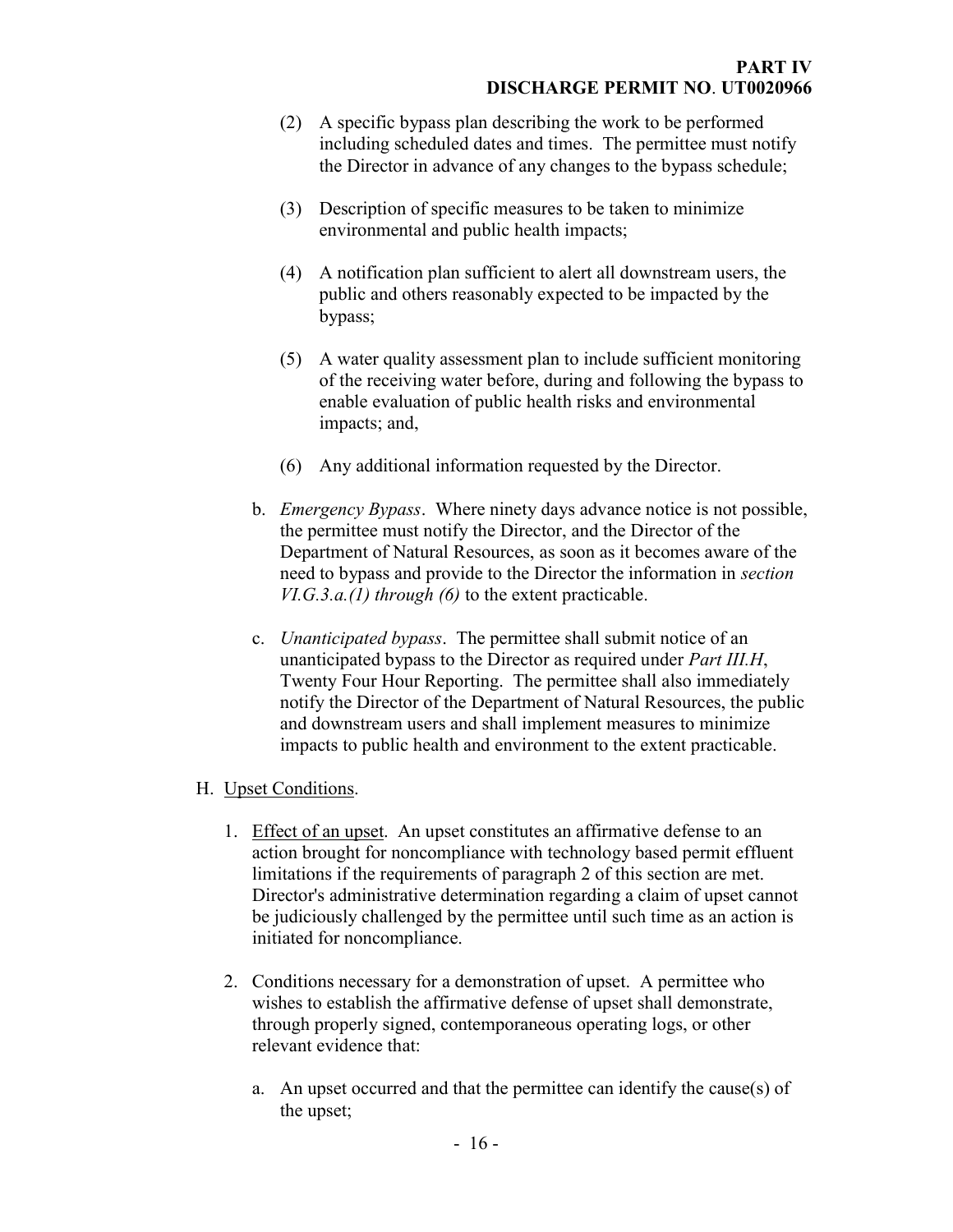(2) A specific bypass plan describing the work to be performed including scheduled dates and times. The permittee must notify the Director in advance of any changes to the bypass schedule;

(3) Description of specific measures to be taken to minimize environmental and public health impacts;

(4) A notification plan sufficient to alert all downstream users, the public and others reasonably expected to be impacted by the bypass;

(5) A water quality assessment plan to include sufficient monitoring of the receiving water before, during and following the bypass to enable evaluation of public health risks and environmental impacts; and,

(6) Any additional information requested by the Director.

b. *Emergency Bypass*. Where ninety days advance notice is not possible, the permittee must notify the Director, and the Director of the Department of Natural Resources, as soon as it becomes aware of the need to bypass and provide to the Director the information in *section VI.G.3.a.(1) through (6)* to the extent practicable.

c. *Unanticipated bypass*. The permittee shall submit notice of an unanticipated bypass to the Director as required under *Part III.H*, Twenty Four Hour Reporting. The permittee shall also immediately notify the Director of the Department of Natural Resources, the public and downstream users and shall implement measures to minimize impacts to public health and environment to the extent practicable.

H. Upset Conditions.

1. Effect of an upset. An upset constitutes an affirmative defense to an action brought for noncompliance with technology based permit effluent limitations if the requirements of paragraph 2 of this section are met. Director's administrative determination regarding a claim of upset cannot be judiciously challenged by the permittee until such time as an action is initiated for noncompliance.

2. Conditions necessary for a demonstration of upset. A permittee who wishes to establish the affirmative defense of upset shall demonstrate, through properly signed, contemporaneous operating logs, or other relevant evidence that:

    a. An upset occurred and that the permittee can identify the cause(s) of the upset;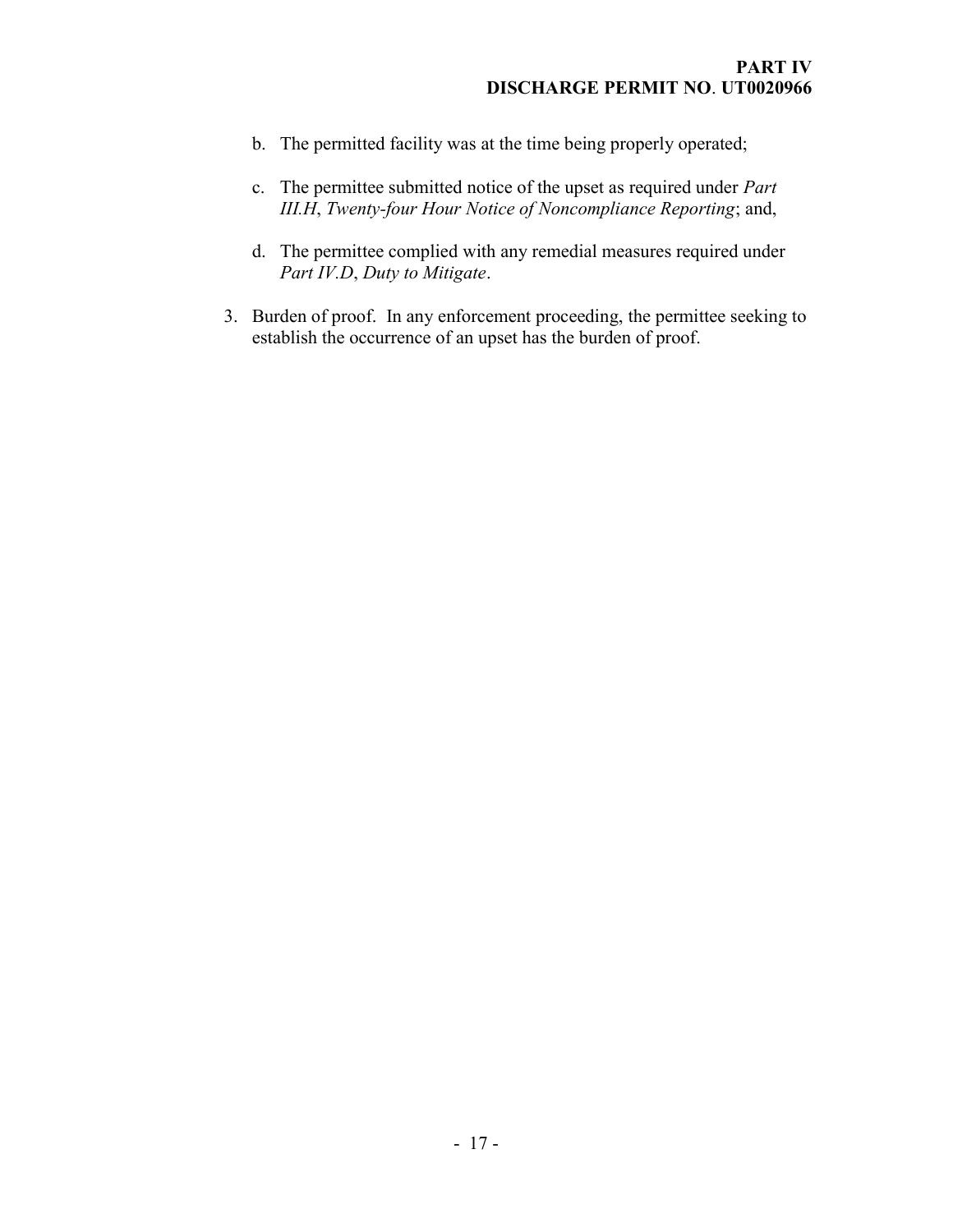b. The permitted facility was at the time being properly operated;

c. The permittee submitted notice of the upset as required under *Part III.H*, *Twenty-four Hour Notice of Noncompliance Reporting*; and,

d. The permittee complied with any remedial measures required under *Part IV.D*, *Duty to Mitigate*.

3. Burden of proof. In any enforcement proceeding, the permittee seeking to establish the occurrence of an upset has the burden of proof.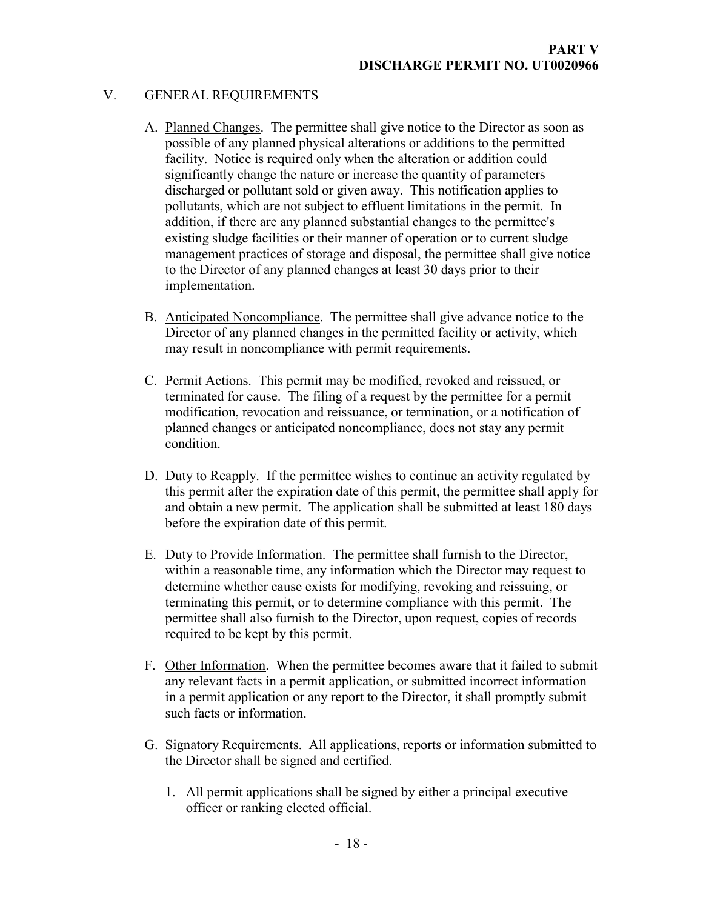## V. GENERAL REQUIREMENTS

A. Planned Changes. The permittee shall give notice to the Director as soon as possible of any planned physical alterations or additions to the permitted facility. Notice is required only when the alteration or addition could significantly change the nature or increase the quantity of parameters discharged or pollutant sold or given away. This notification applies to pollutants, which are not subject to effluent limitations in the permit. In addition, if there are any planned substantial changes to the permittee's existing sludge facilities or their manner of operation or to current sludge management practices of storage and disposal, the permittee shall give notice to the Director of any planned changes at least 30 days prior to their implementation.

B. Anticipated Noncompliance. The permittee shall give advance notice to the Director of any planned changes in the permitted facility or activity, which may result in noncompliance with permit requirements.

C. Permit Actions. This permit may be modified, revoked and reissued, or terminated for cause. The filing of a request by the permittee for a permit modification, revocation and reissuance, or termination, or a notification of planned changes or anticipated noncompliance, does not stay any permit condition.

D. Duty to Reapply. If the permittee wishes to continue an activity regulated by this permit after the expiration date of this permit, the permittee shall apply for and obtain a new permit. The application shall be submitted at least 180 days before the expiration date of this permit.

E. Duty to Provide Information. The permittee shall furnish to the Director, within a reasonable time, any information which the Director may request to determine whether cause exists for modifying, revoking and reissuing, or terminating this permit, or to determine compliance with this permit. The permittee shall also furnish to the Director, upon request, copies of records required to be kept by this permit.

F. Other Information. When the permittee becomes aware that it failed to submit any relevant facts in a permit application, or submitted incorrect information in a permit application or any report to the Director, it shall promptly submit such facts or information.

G. Signatory Requirements. All applications, reports or information submitted to the Director shall be signed and certified.

1. All permit applications shall be signed by either a principal executive officer or ranking elected official.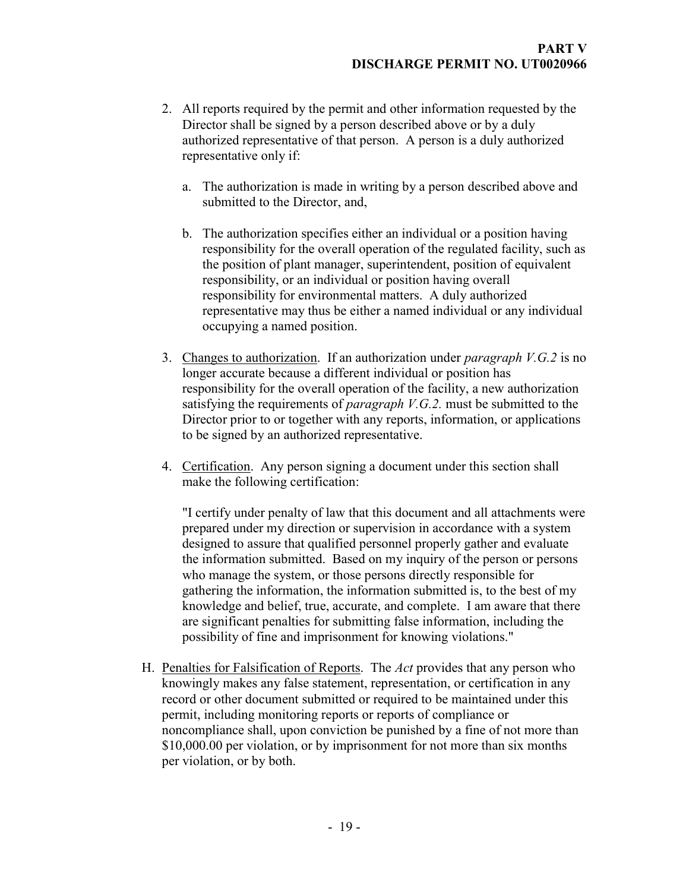2. All reports required by the permit and other information requested by the Director shall be signed by a person described above or by a duly authorized representative of that person. A person is a duly authorized representative only if:

   a. The authorization is made in writing by a person described above and submitted to the Director, and,

   b. The authorization specifies either an individual or a position having responsibility for the overall operation of the regulated facility, such as the position of plant manager, superintendent, position of equivalent responsibility, or an individual or position having overall responsibility for environmental matters. A duly authorized representative may thus be either a named individual or any individual occupying a named position.

3. Changes to authorization. If an authorization under *paragraph V.G.2* is no longer accurate because a different individual or position has responsibility for the overall operation of the facility, a new authorization satisfying the requirements of *paragraph V.G.2.* must be submitted to the Director prior to or together with any reports, information, or applications to be signed by an authorized representative.

4. Certification. Any person signing a document under this section shall make the following certification:

   "I certify under penalty of law that this document and all attachments were prepared under my direction or supervision in accordance with a system designed to assure that qualified personnel properly gather and evaluate the information submitted. Based on my inquiry of the person or persons who manage the system, or those persons directly responsible for gathering the information, the information submitted is, to the best of my knowledge and belief, true, accurate, and complete. I am aware that there are significant penalties for submitting false information, including the possibility of fine and imprisonment for knowing violations."

H. Penalties for Falsification of Reports. The *Act* provides that any person who knowingly makes any false statement, representation, or certification in any record or other document submitted or required to be maintained under this permit, including monitoring reports or reports of compliance or noncompliance shall, upon conviction be punished by a fine of not more than $10,000.00 per violation, or by imprisonment for not more than six months per violation, or by both.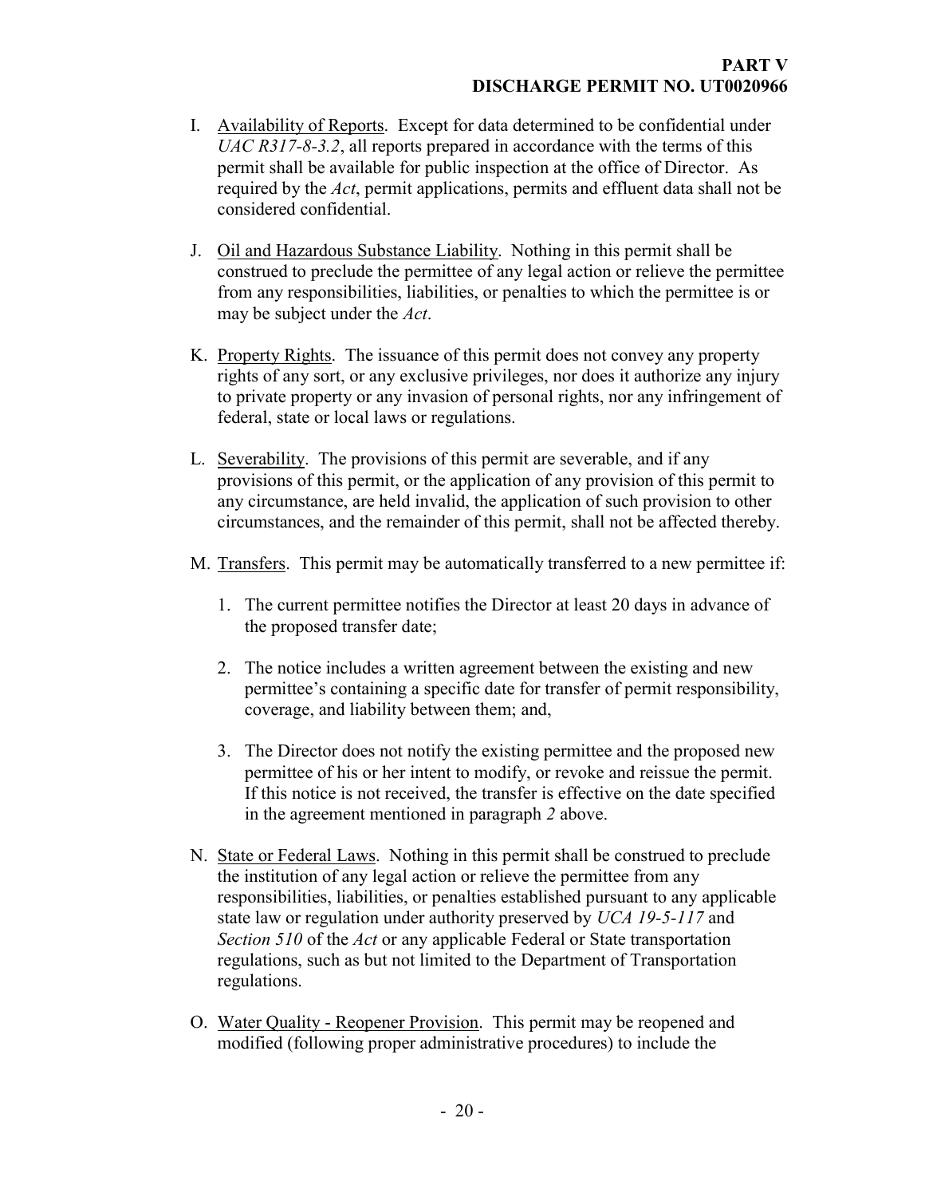I. <u>Availability of Reports</u>. Except for data determined to be confidential under *UAC R317-8-3.2*, all reports prepared in accordance with the terms of this permit shall be available for public inspection at the office of Director. As required by the *Act*, permit applications, permits and effluent data shall not be considered confidential.

J. <u>Oil and Hazardous Substance Liability</u>. Nothing in this permit shall be construed to preclude the permittee of any legal action or relieve the permittee from any responsibilities, liabilities, or penalties to which the permittee is or may be subject under the *Act*.

K. <u>Property Rights</u>. The issuance of this permit does not convey any property rights of any sort, or any exclusive privileges, nor does it authorize any injury to private property or any invasion of personal rights, nor any infringement of federal, state or local laws or regulations.

L. <u>Severability</u>. The provisions of this permit are severable, and if any provisions of this permit, or the application of any provision of this permit to any circumstance, are held invalid, the application of such provision to other circumstances, and the remainder of this permit, shall not be affected thereby.

M. <u>Transfers</u>. This permit may be automatically transferred to a new permittee if:

   1. The current permittee notifies the Director at least 20 days in advance of the proposed transfer date;

   2. The notice includes a written agreement between the existing and new permittee's containing a specific date for transfer of permit responsibility, coverage, and liability between them; and,

   3. The Director does not notify the existing permittee and the proposed new permittee of his or her intent to modify, or revoke and reissue the permit. If this notice is not received, the transfer is effective on the date specified in the agreement mentioned in paragraph *2* above.

N. <u>State or Federal Laws</u>. Nothing in this permit shall be construed to preclude the institution of any legal action or relieve the permittee from any responsibilities, liabilities, or penalties established pursuant to any applicable state law or regulation under authority preserved by *UCA 19-5-117* and *Section 510* of the *Act* or any applicable Federal or State transportation regulations, such as but not limited to the Department of Transportation regulations.

O. <u>Water Quality - Reopener Provision</u>. This permit may be reopened and modified (following proper administrative procedures) to include the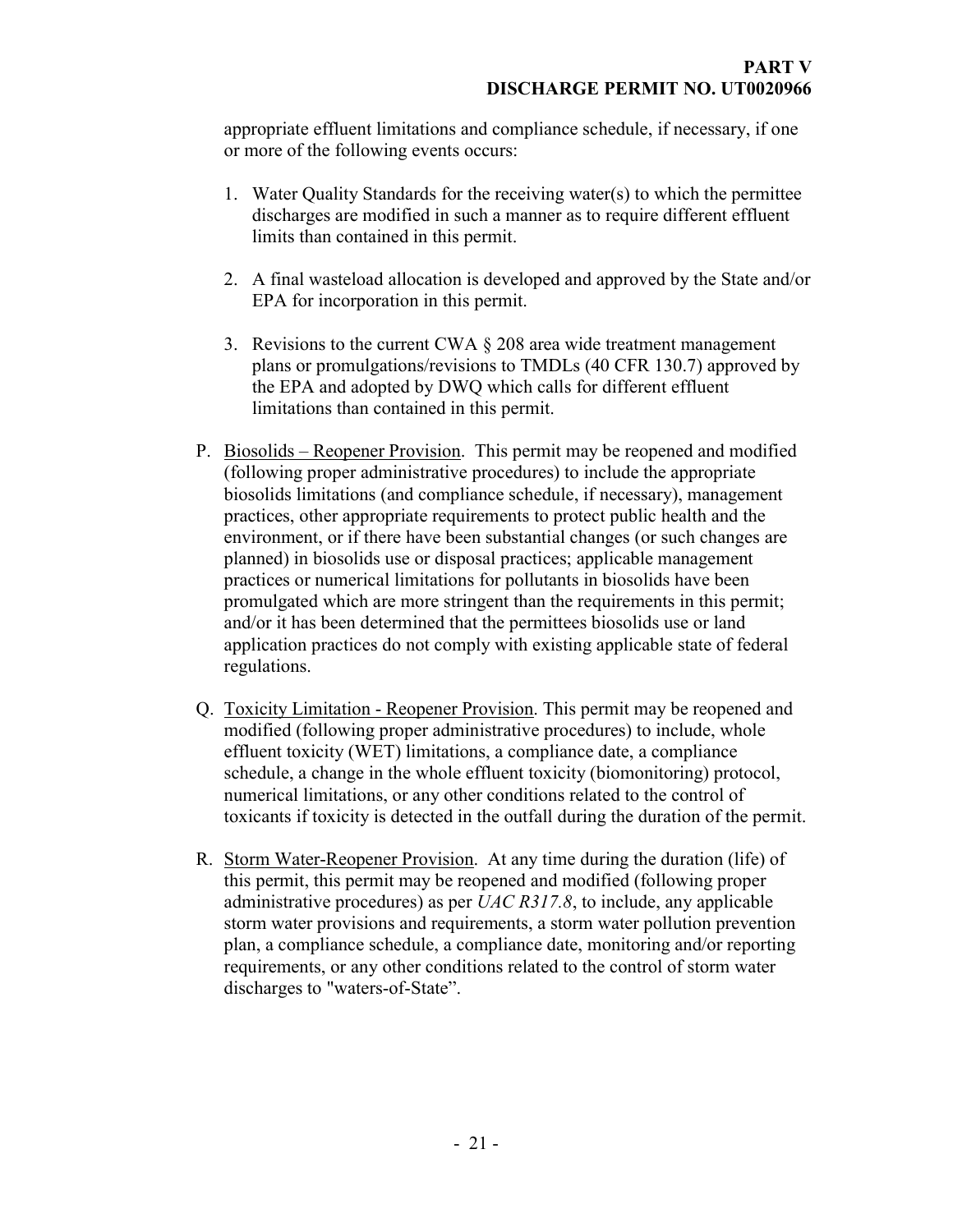appropriate effluent limitations and compliance schedule, if necessary, if one or more of the following events occurs:

1. Water Quality Standards for the receiving water(s) to which the permittee discharges are modified in such a manner as to require different effluent limits than contained in this permit.

2. A final wasteload allocation is developed and approved by the State and/or EPA for incorporation in this permit.

3. Revisions to the current CWA § 208 area wide treatment management plans or promulgations/revisions to TMDLs (40 CFR 130.7) approved by the EPA and adopted by DWQ which calls for different effluent limitations than contained in this permit.

P. Biosolids – Reopener Provision. This permit may be reopened and modified (following proper administrative procedures) to include the appropriate biosolids limitations (and compliance schedule, if necessary), management practices, other appropriate requirements to protect public health and the environment, or if there have been substantial changes (or such changes are planned) in biosolids use or disposal practices; applicable management practices or numerical limitations for pollutants in biosolids have been promulgated which are more stringent than the requirements in this permit; and/or it has been determined that the permittees biosolids use or land application practices do not comply with existing applicable state of federal regulations.

Q. Toxicity Limitation - Reopener Provision. This permit may be reopened and modified (following proper administrative procedures) to include, whole effluent toxicity (WET) limitations, a compliance date, a compliance schedule, a change in the whole effluent toxicity (biomonitoring) protocol, numerical limitations, or any other conditions related to the control of toxicants if toxicity is detected in the outfall during the duration of the permit.

R. Storm Water-Reopener Provision. At any time during the duration (life) of this permit, this permit may be reopened and modified (following proper administrative procedures) as per *UAC R317.8*, to include, any applicable storm water provisions and requirements, a storm water pollution prevention plan, a compliance schedule, a compliance date, monitoring and/or reporting requirements, or any other conditions related to the control of storm water discharges to "waters-of-State".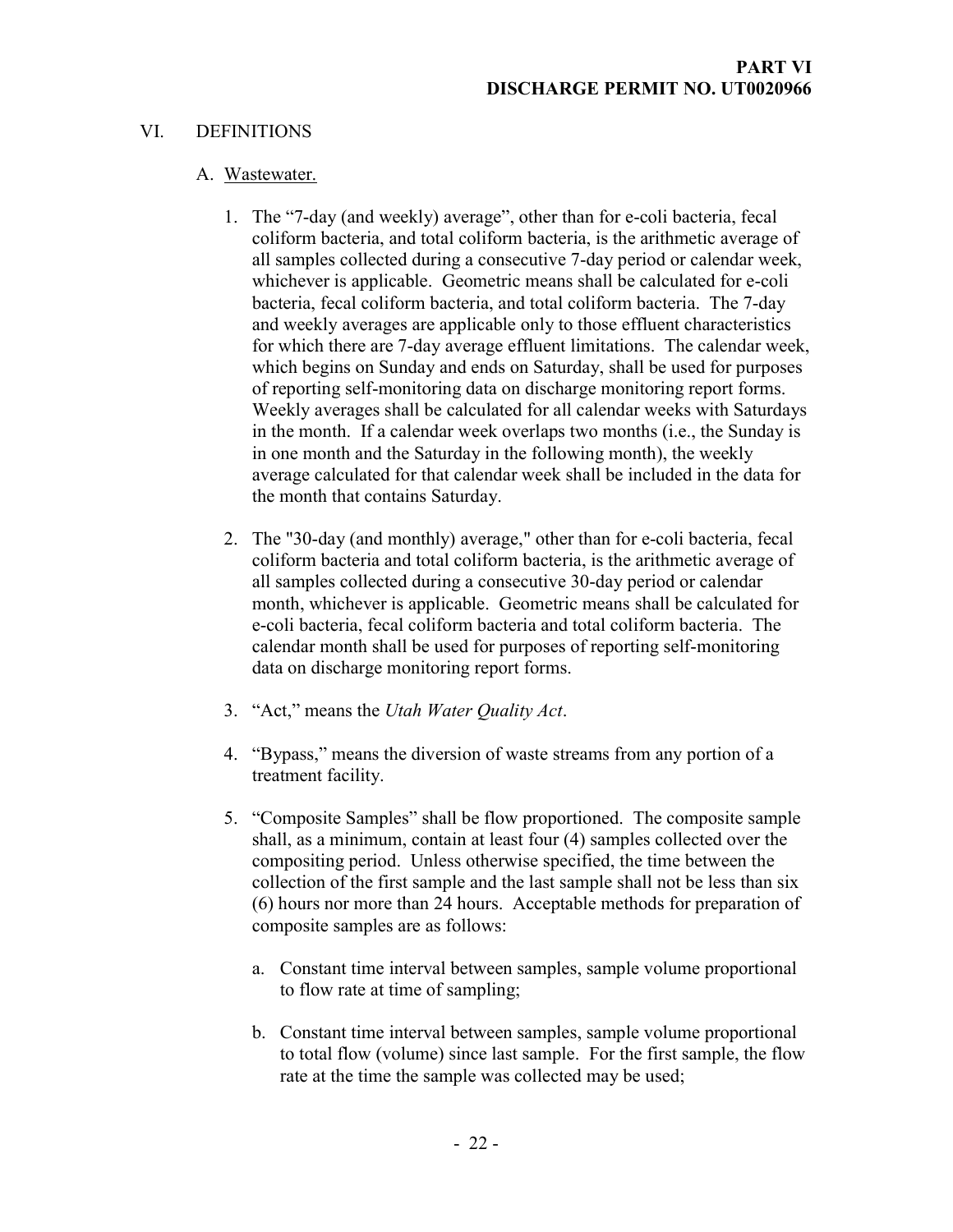## VI. DEFINITIONS

### A. Wastewater.

1. The "7-day (and weekly) average", other than for e-coli bacteria, fecal coliform bacteria, and total coliform bacteria, is the arithmetic average of all samples collected during a consecutive 7-day period or calendar week, whichever is applicable. Geometric means shall be calculated for e-coli bacteria, fecal coliform bacteria, and total coliform bacteria. The 7-day and weekly averages are applicable only to those effluent characteristics for which there are 7-day average effluent limitations. The calendar week, which begins on Sunday and ends on Saturday, shall be used for purposes of reporting self-monitoring data on discharge monitoring report forms. Weekly averages shall be calculated for all calendar weeks with Saturdays in the month. If a calendar week overlaps two months (i.e., the Sunday is in one month and the Saturday in the following month), the weekly average calculated for that calendar week shall be included in the data for the month that contains Saturday.

2. The "30-day (and monthly) average," other than for e-coli bacteria, fecal coliform bacteria and total coliform bacteria, is the arithmetic average of all samples collected during a consecutive 30-day period or calendar month, whichever is applicable. Geometric means shall be calculated for e-coli bacteria, fecal coliform bacteria and total coliform bacteria. The calendar month shall be used for purposes of reporting self-monitoring data on discharge monitoring report forms.

3. "Act," means the *Utah Water Quality Act*.

4. "Bypass," means the diversion of waste streams from any portion of a treatment facility.

5. "Composite Samples" shall be flow proportioned. The composite sample shall, as a minimum, contain at least four (4) samples collected over the compositing period. Unless otherwise specified, the time between the collection of the first sample and the last sample shall not be less than six (6) hours nor more than 24 hours. Acceptable methods for preparation of composite samples are as follows:

   a. Constant time interval between samples, sample volume proportional to flow rate at time of sampling;

   b. Constant time interval between samples, sample volume proportional to total flow (volume) since last sample. For the first sample, the flow rate at the time the sample was collected may be used;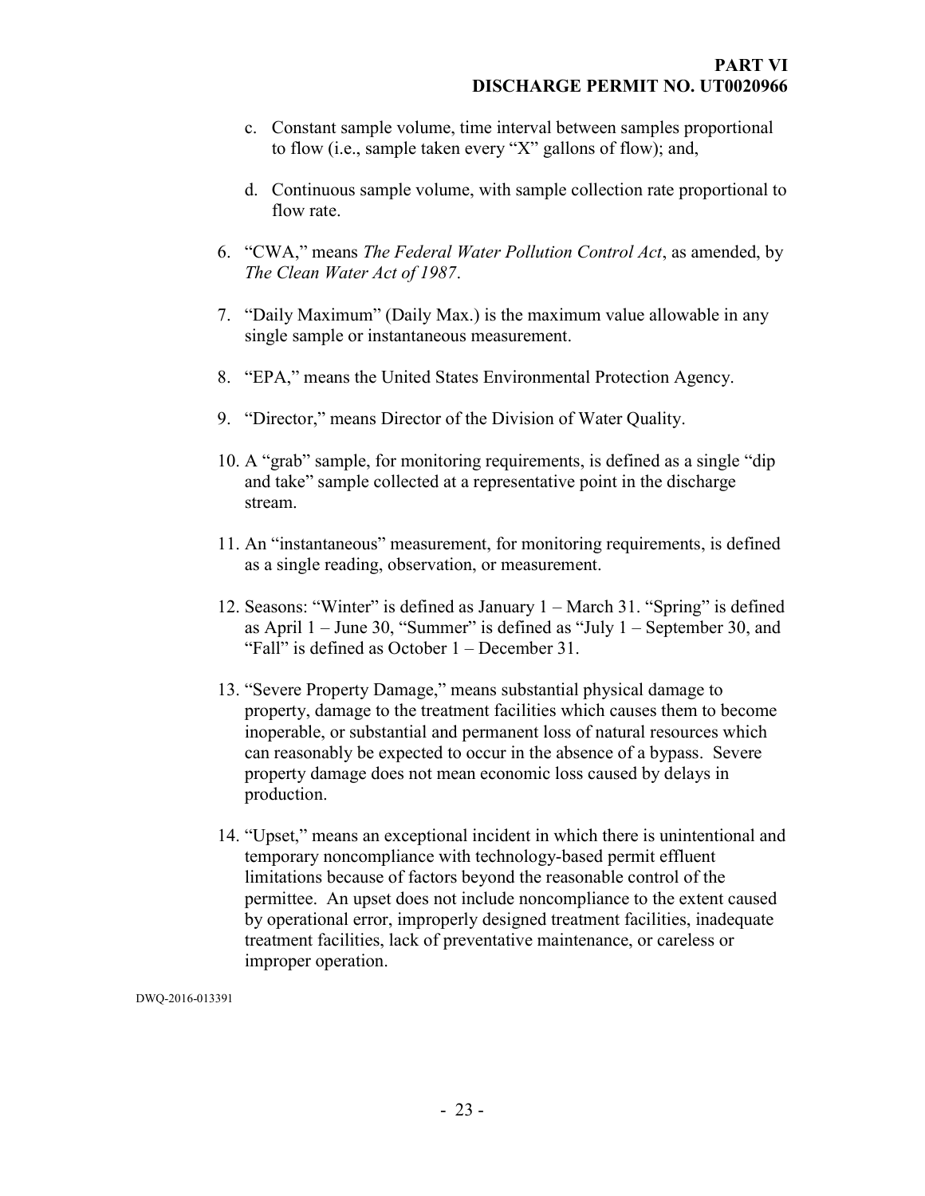c. Constant sample volume, time interval between samples proportional to flow (i.e., sample taken every "X" gallons of flow); and,

d. Continuous sample volume, with sample collection rate proportional to flow rate.

6. "CWA," means *The Federal Water Pollution Control Act*, as amended, by *The Clean Water Act of 1987*.

7. "Daily Maximum" (Daily Max.) is the maximum value allowable in any single sample or instantaneous measurement.

8. "EPA," means the United States Environmental Protection Agency.

9. "Director," means Director of the Division of Water Quality.

10. A "grab" sample, for monitoring requirements, is defined as a single "dip and take" sample collected at a representative point in the discharge stream.

11. An "instantaneous" measurement, for monitoring requirements, is defined as a single reading, observation, or measurement.

12. Seasons: "Winter" is defined as January 1 – March 31. "Spring" is defined as April 1 – June 30, "Summer" is defined as "July 1 – September 30, and "Fall" is defined as October 1 – December 31.

13. "Severe Property Damage," means substantial physical damage to property, damage to the treatment facilities which causes them to become inoperable, or substantial and permanent loss of natural resources which can reasonably be expected to occur in the absence of a bypass. Severe property damage does not mean economic loss caused by delays in production.

14. "Upset," means an exceptional incident in which there is unintentional and temporary noncompliance with technology-based permit effluent limitations because of factors beyond the reasonable control of the permittee. An upset does not include noncompliance to the extent caused by operational error, improperly designed treatment facilities, inadequate treatment facilities, lack of preventative maintenance, or careless or improper operation.

DWQ-2016-013391